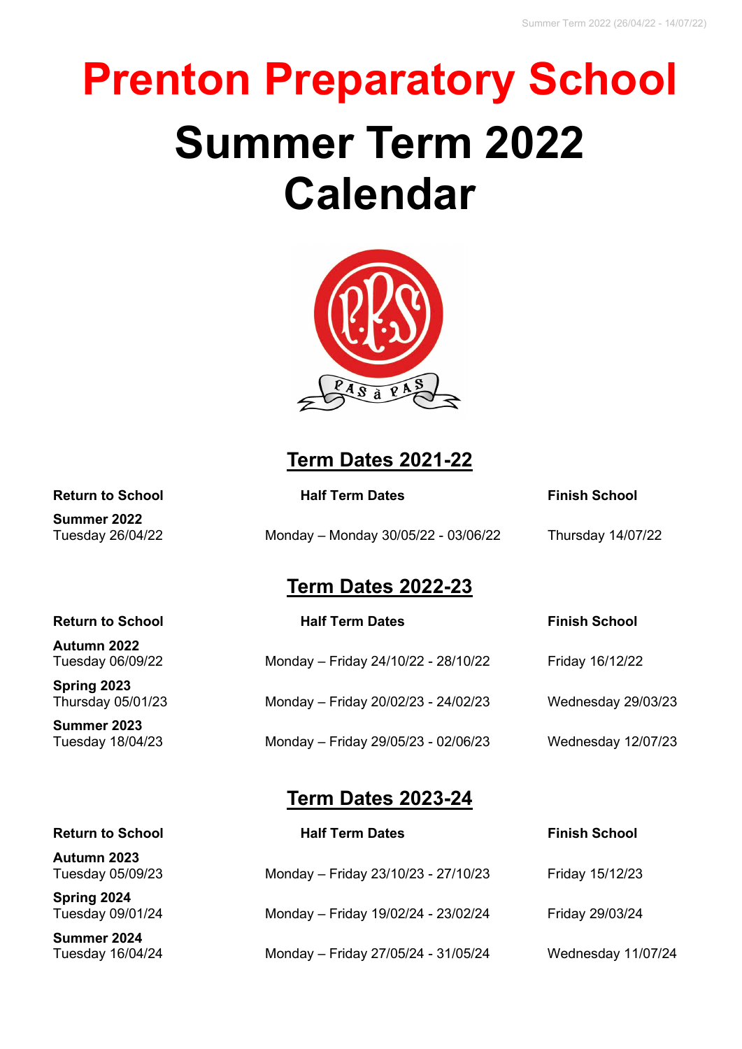# Prenton Preparatory School

# Summer Term 2022 Calendar

## Term Dates 2021-22

| Return to School | Half Term Dates | Finish School |
|---|---|---|
| **Summer 2022**<br>Tuesday 26/04/22 | Monday – Monday 30/05/22 - 03/06/22 | Thursday 14/07/22 |

## Term Dates 2022-23

| Return to School | Half Term Dates | Finish School |
|---|---|---|
| **Autumn 2022**<br>Tuesday 06/09/22 | Monday – Friday 24/10/22 - 28/10/22 | Friday 16/12/22 |
| **Spring 2023**<br>Thursday 05/01/23 | Monday – Friday 20/02/23 - 24/02/23 | Wednesday 29/03/23 |
| **Summer 2023**<br>Tuesday 18/04/23 | Monday – Friday 29/05/23 - 02/06/23 | Wednesday 12/07/23 |

## Term Dates 2023-24

| Return to School | Half Term Dates | Finish School |
|---|---|---|
| **Autumn 2023**<br>Tuesday 05/09/23 | Monday – Friday 23/10/23 - 27/10/23 | Friday 15/12/23 |
| **Spring 2024**<br>Tuesday 09/01/24 | Monday – Friday 19/02/24 - 23/02/24 | Friday 29/03/24 |
| **Summer 2024**<br>Tuesday 16/04/24 | Monday – Friday 27/05/24 - 31/05/24 | Wednesday 11/07/24 |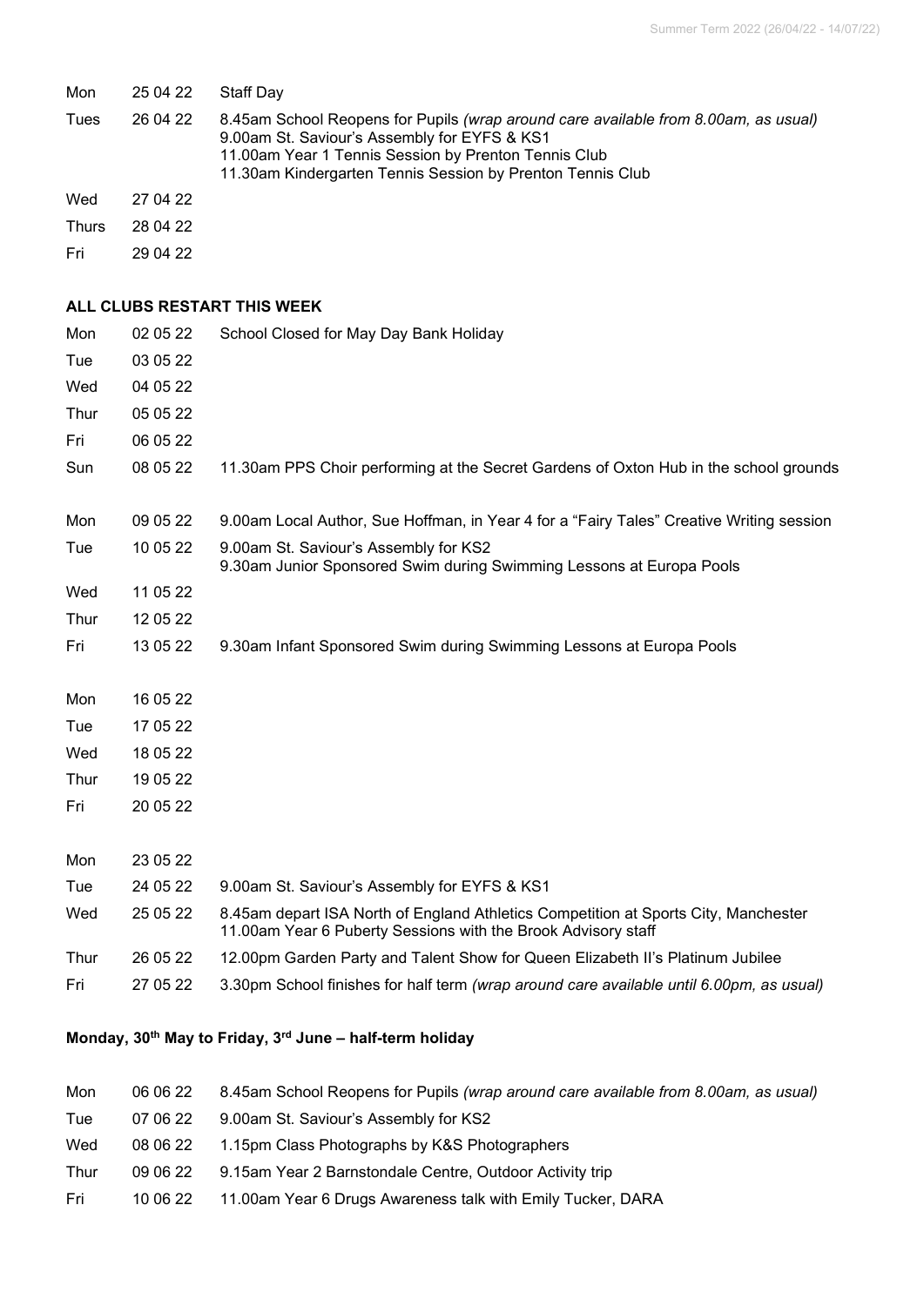| | | |
|---|---|---|
| Mon | 25 04 22 | Staff Day |
| Tues | 26 04 22 | 8.45am School Reopens for Pupils *(wrap around care available from 8.00am, as usual)*<br>9.00am St. Saviour's Assembly for EYFS & KS1<br>11.00am Year 1 Tennis Session by Prenton Tennis Club<br>11.30am Kindergarten Tennis Session by Prenton Tennis Club |
| Wed | 27 04 22 | |
| Thurs | 28 04 22 | |
| Fri | 29 04 22 | |

**ALL CLUBS RESTART THIS WEEK**

| | | |
|---|---|---|
| Mon | 02 05 22 | School Closed for May Day Bank Holiday |
| Tue | 03 05 22 | |
| Wed | 04 05 22 | |
| Thur | 05 05 22 | |
| Fri | 06 05 22 | |
| Sun | 08 05 22 | 11.30am PPS Choir performing at the Secret Gardens of Oxton Hub in the school grounds |
| Mon | 09 05 22 | 9.00am Local Author, Sue Hoffman, in Year 4 for a "Fairy Tales" Creative Writing session |
| Tue | 10 05 22 | 9.00am St. Saviour's Assembly for KS2<br>9.30am Junior Sponsored Swim during Swimming Lessons at Europa Pools |
| Wed | 11 05 22 | |
| Thur | 12 05 22 | |
| Fri | 13 05 22 | 9.30am Infant Sponsored Swim during Swimming Lessons at Europa Pools |
| Mon | 16 05 22 | |
| Tue | 17 05 22 | |
| Wed | 18 05 22 | |
| Thur | 19 05 22 | |
| Fri | 20 05 22 | |
| Mon | 23 05 22 | |
| Tue | 24 05 22 | 9.00am St. Saviour's Assembly for EYFS & KS1 |
| Wed | 25 05 22 | 8.45am depart ISA North of England Athletics Competition at Sports City, Manchester<br>11.00am Year 6 Puberty Sessions with the Brook Advisory staff |
| Thur | 26 05 22 | 12.00pm Garden Party and Talent Show for Queen Elizabeth II's Platinum Jubilee |
| Fri | 27 05 22 | 3.30pm School finishes for half term *(wrap around care available until 6.00pm, as usual)* |

**Monday, 30th May to Friday, 3rd June – half-term holiday**

| | | |
|---|---|---|
| Mon | 06 06 22 | 8.45am School Reopens for Pupils *(wrap around care available from 8.00am, as usual)* |
| Tue | 07 06 22 | 9.00am St. Saviour's Assembly for KS2 |
| Wed | 08 06 22 | 1.15pm Class Photographs by K&S Photographers |
| Thur | 09 06 22 | 9.15am Year 2 Barnstondale Centre, Outdoor Activity trip |
| Fri | 10 06 22 | 11.00am Year 6 Drugs Awareness talk with Emily Tucker, DARA |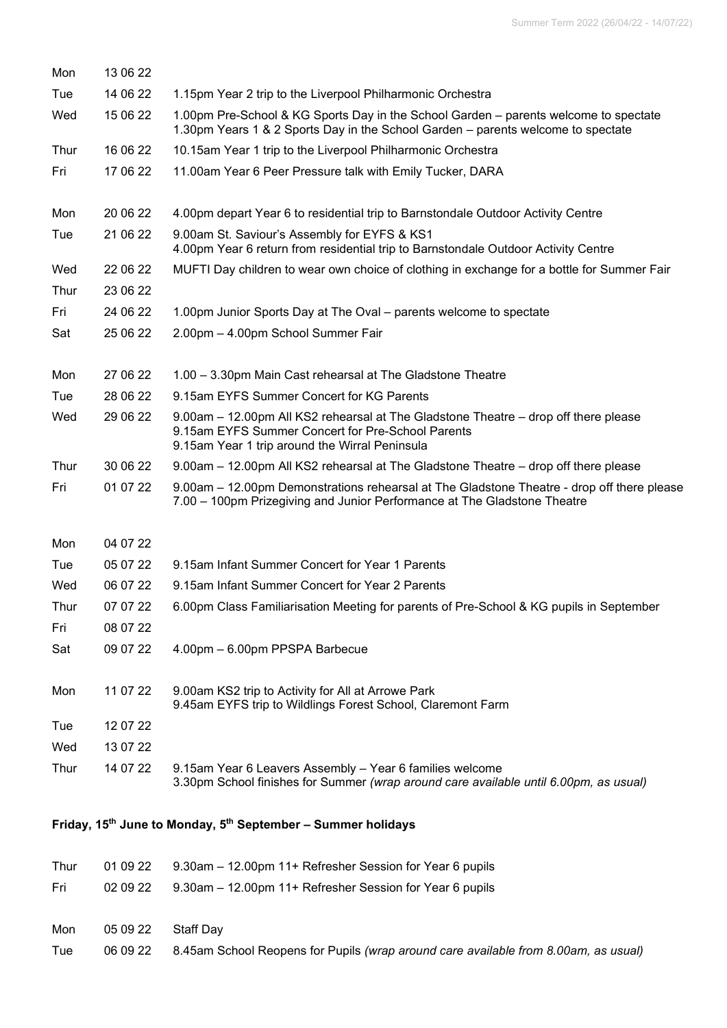| | | |
|---|---|---|
| Mon | 13 06 22 | |
| Tue | 14 06 22 | 1.15pm Year 2 trip to the Liverpool Philharmonic Orchestra |
| Wed | 15 06 22 | 1.00pm Pre-School & KG Sports Day in the School Garden – parents welcome to spectate<br>1.30pm Years 1 & 2 Sports Day in the School Garden – parents welcome to spectate |
| Thur | 16 06 22 | 10.15am Year 1 trip to the Liverpool Philharmonic Orchestra |
| Fri | 17 06 22 | 11.00am Year 6 Peer Pressure talk with Emily Tucker, DARA |
| Mon | 20 06 22 | 4.00pm depart Year 6 to residential trip to Barnstondale Outdoor Activity Centre |
| Tue | 21 06 22 | 9.00am St. Saviour's Assembly for EYFS & KS1<br>4.00pm Year 6 return from residential trip to Barnstondale Outdoor Activity Centre |
| Wed | 22 06 22 | MUFTI Day children to wear own choice of clothing in exchange for a bottle for Summer Fair |
| Thur | 23 06 22 | |
| Fri | 24 06 22 | 1.00pm Junior Sports Day at The Oval – parents welcome to spectate |
| Sat | 25 06 22 | 2.00pm – 4.00pm School Summer Fair |
| Mon | 27 06 22 | 1.00 – 3.30pm Main Cast rehearsal at The Gladstone Theatre |
| Tue | 28 06 22 | 9.15am EYFS Summer Concert for KG Parents |
| Wed | 29 06 22 | 9.00am – 12.00pm All KS2 rehearsal at The Gladstone Theatre – drop off there please<br>9.15am EYFS Summer Concert for Pre-School Parents<br>9.15am Year 1 trip around the Wirral Peninsula |
| Thur | 30 06 22 | 9.00am – 12.00pm All KS2 rehearsal at The Gladstone Theatre – drop off there please |
| Fri | 01 07 22 | 9.00am – 12.00pm Demonstrations rehearsal at The Gladstone Theatre - drop off there please<br>7.00 – 100pm Prizegiving and Junior Performance at The Gladstone Theatre |
| Mon | 04 07 22 | |
| Tue | 05 07 22 | 9.15am Infant Summer Concert for Year 1 Parents |
| Wed | 06 07 22 | 9.15am Infant Summer Concert for Year 2 Parents |
| Thur | 07 07 22 | 6.00pm Class Familiarisation Meeting for parents of Pre-School & KG pupils in September |
| Fri | 08 07 22 | |
| Sat | 09 07 22 | 4.00pm – 6.00pm PPSPA Barbecue |
| Mon | 11 07 22 | 9.00am KS2 trip to Activity for All at Arrowe Park<br>9.45am EYFS trip to Wildlings Forest School, Claremont Farm |
| Tue | 12 07 22 | |
| Wed | 13 07 22 | |
| Thur | 14 07 22 | 9.15am Year 6 Leavers Assembly – Year 6 families welcome<br>3.30pm School finishes for Summer *(wrap around care available until 6.00pm, as usual)* |

**Friday, 15th June to Monday, 5th September – Summer holidays**

| | | |
|---|---|---|
| Thur | 01 09 22 | 9.30am – 12.00pm 11+ Refresher Session for Year 6 pupils |
| Fri | 02 09 22 | 9.30am – 12.00pm 11+ Refresher Session for Year 6 pupils |
| Mon | 05 09 22 | Staff Day |
| Tue | 06 09 22 | 8.45am School Reopens for Pupils *(wrap around care available from 8.00am, as usual)* |